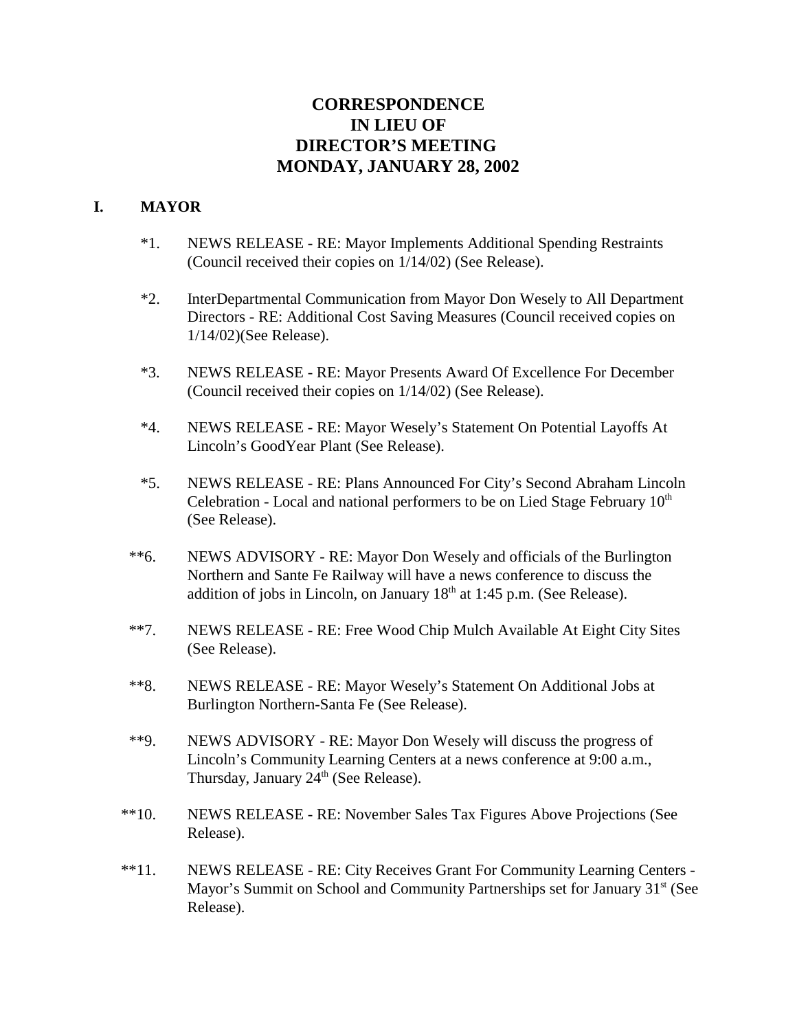# CORRESPONDENCE
# IN LIEU OF
# DIRECTOR'S MEETING
# MONDAY, JANUARY 28, 2002

## I. MAYOR

*1. NEWS RELEASE - RE: Mayor Implements Additional Spending Restraints (Council received their copies on 1/14/02) (See Release).

*2. InterDepartmental Communication from Mayor Don Wesely to All Department Directors - RE: Additional Cost Saving Measures (Council received copies on 1/14/02)(See Release).

*3. NEWS RELEASE - RE: Mayor Presents Award Of Excellence For December (Council received their copies on 1/14/02) (See Release).

*4. NEWS RELEASE - RE: Mayor Wesely's Statement On Potential Layoffs At Lincoln's GoodYear Plant (See Release).

*5. NEWS RELEASE - RE: Plans Announced For City's Second Abraham Lincoln Celebration - Local and national performers to be on Lied Stage February 10th (See Release).

**6. NEWS ADVISORY - RE: Mayor Don Wesely and officials of the Burlington Northern and Sante Fe Railway will have a news conference to discuss the addition of jobs in Lincoln, on January 18th at 1:45 p.m. (See Release).

**7. NEWS RELEASE - RE: Free Wood Chip Mulch Available At Eight City Sites (See Release).

**8. NEWS RELEASE - RE: Mayor Wesely's Statement On Additional Jobs at Burlington Northern-Santa Fe (See Release).

**9. NEWS ADVISORY - RE: Mayor Don Wesely will discuss the progress of Lincoln's Community Learning Centers at a news conference at 9:00 a.m., Thursday, January 24th (See Release).

**10. NEWS RELEASE - RE: November Sales Tax Figures Above Projections (See Release).

**11. NEWS RELEASE - RE: City Receives Grant For Community Learning Centers - Mayor's Summit on School and Community Partnerships set for January 31st (See Release).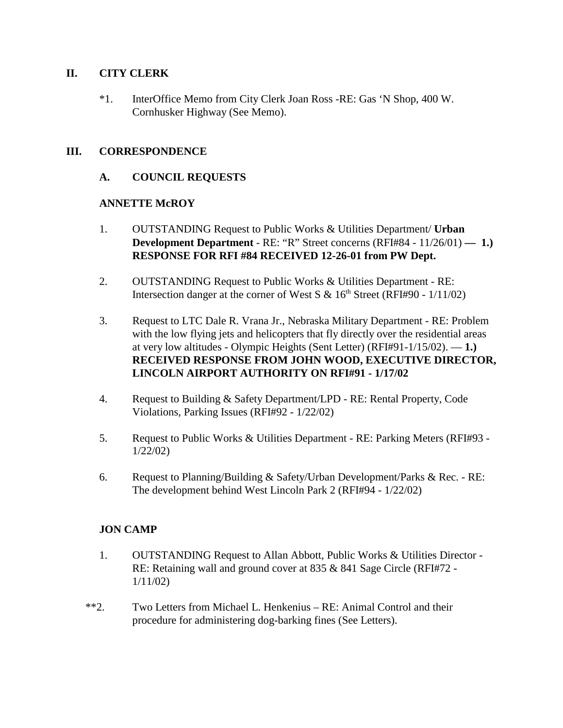## II. CITY CLERK

*1. InterOffice Memo from City Clerk Joan Ross -RE: Gas 'N Shop, 400 W. Cornhusker Highway (See Memo).

## III. CORRESPONDENCE

### A. COUNCIL REQUESTS

**ANNETTE McROY**

1. OUTSTANDING Request to Public Works & Utilities Department/ **Urban Development Department** - RE: "R" Street concerns (RFI#84 - 11/26/01) **— 1.) RESPONSE FOR RFI #84 RECEIVED 12-26-01 from PW Dept.**

2. OUTSTANDING Request to Public Works & Utilities Department - RE: Intersection danger at the corner of West S & 16th Street (RFI#90 - 1/11/02)

3. Request to LTC Dale R. Vrana Jr., Nebraska Military Department - RE: Problem with the low flying jets and helicopters that fly directly over the residential areas at very low altitudes - Olympic Heights (Sent Letter) (RFI#91-1/15/02). — **1.) RECEIVED RESPONSE FROM JOHN WOOD, EXECUTIVE DIRECTOR, LINCOLN AIRPORT AUTHORITY ON RFI#91 - 1/17/02**

4. Request to Building & Safety Department/LPD - RE: Rental Property, Code Violations, Parking Issues (RFI#92 - 1/22/02)

5. Request to Public Works & Utilities Department - RE: Parking Meters (RFI#93 - 1/22/02)

6. Request to Planning/Building & Safety/Urban Development/Parks & Rec. - RE: The development behind West Lincoln Park 2 (RFI#94 - 1/22/02)

**JON CAMP**

1. OUTSTANDING Request to Allan Abbott, Public Works & Utilities Director - RE: Retaining wall and ground cover at 835 & 841 Sage Circle (RFI#72 - 1/11/02)

**2. Two Letters from Michael L. Henkenius – RE: Animal Control and their procedure for administering dog-barking fines (See Letters).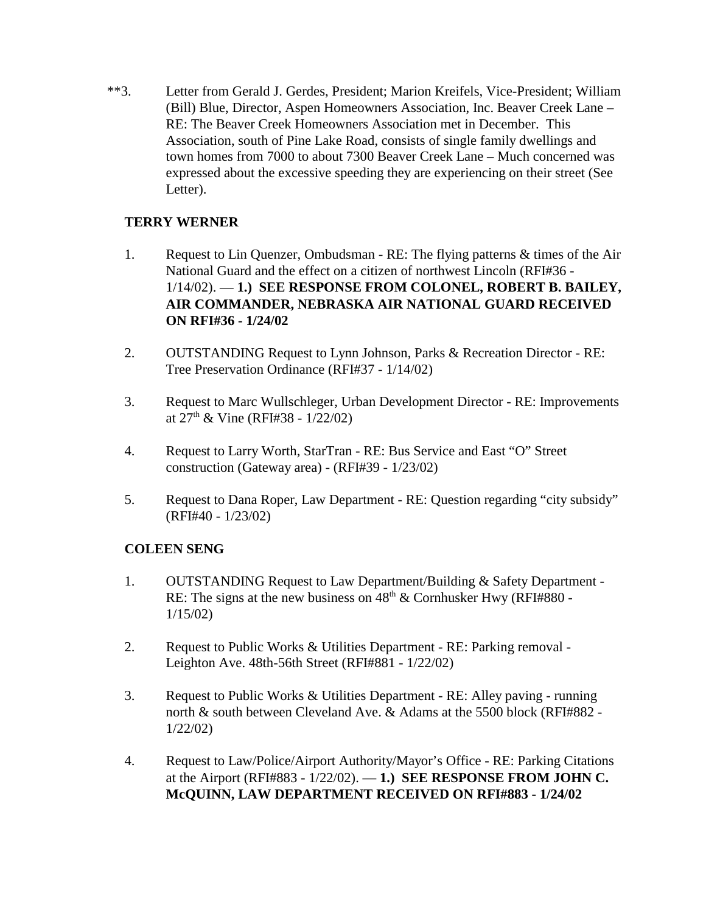**3. Letter from Gerald J. Gerdes, President; Marion Kreifels, Vice-President; William (Bill) Blue, Director, Aspen Homeowners Association, Inc. Beaver Creek Lane – RE: The Beaver Creek Homeowners Association met in December. This Association, south of Pine Lake Road, consists of single family dwellings and town homes from 7000 to about 7300 Beaver Creek Lane – Much concerned was expressed about the excessive speeding they are experiencing on their street (See Letter).

**TERRY WERNER**

1. Request to Lin Quenzer, Ombudsman - RE: The flying patterns & times of the Air National Guard and the effect on a citizen of northwest Lincoln (RFI#36 - 1/14/02). — **1.) SEE RESPONSE FROM COLONEL, ROBERT B. BAILEY, AIR COMMANDER, NEBRASKA AIR NATIONAL GUARD RECEIVED ON RFI#36 - 1/24/02**

2. OUTSTANDING Request to Lynn Johnson, Parks & Recreation Director - RE: Tree Preservation Ordinance (RFI#37 - 1/14/02)

3. Request to Marc Wullschleger, Urban Development Director - RE: Improvements at 27th & Vine (RFI#38 - 1/22/02)

4. Request to Larry Worth, StarTran - RE: Bus Service and East "O" Street construction (Gateway area) - (RFI#39 - 1/23/02)

5. Request to Dana Roper, Law Department - RE: Question regarding "city subsidy" (RFI#40 - 1/23/02)

**COLEEN SENG**

1. OUTSTANDING Request to Law Department/Building & Safety Department - RE: The signs at the new business on 48th & Cornhusker Hwy (RFI#880 - 1/15/02)

2. Request to Public Works & Utilities Department - RE: Parking removal - Leighton Ave. 48th-56th Street (RFI#881 - 1/22/02)

3. Request to Public Works & Utilities Department - RE: Alley paving - running north & south between Cleveland Ave. & Adams at the 5500 block (RFI#882 - 1/22/02)

4. Request to Law/Police/Airport Authority/Mayor's Office - RE: Parking Citations at the Airport (RFI#883 - 1/22/02). — **1.) SEE RESPONSE FROM JOHN C. McQUINN, LAW DEPARTMENT RECEIVED ON RFI#883 - 1/24/02**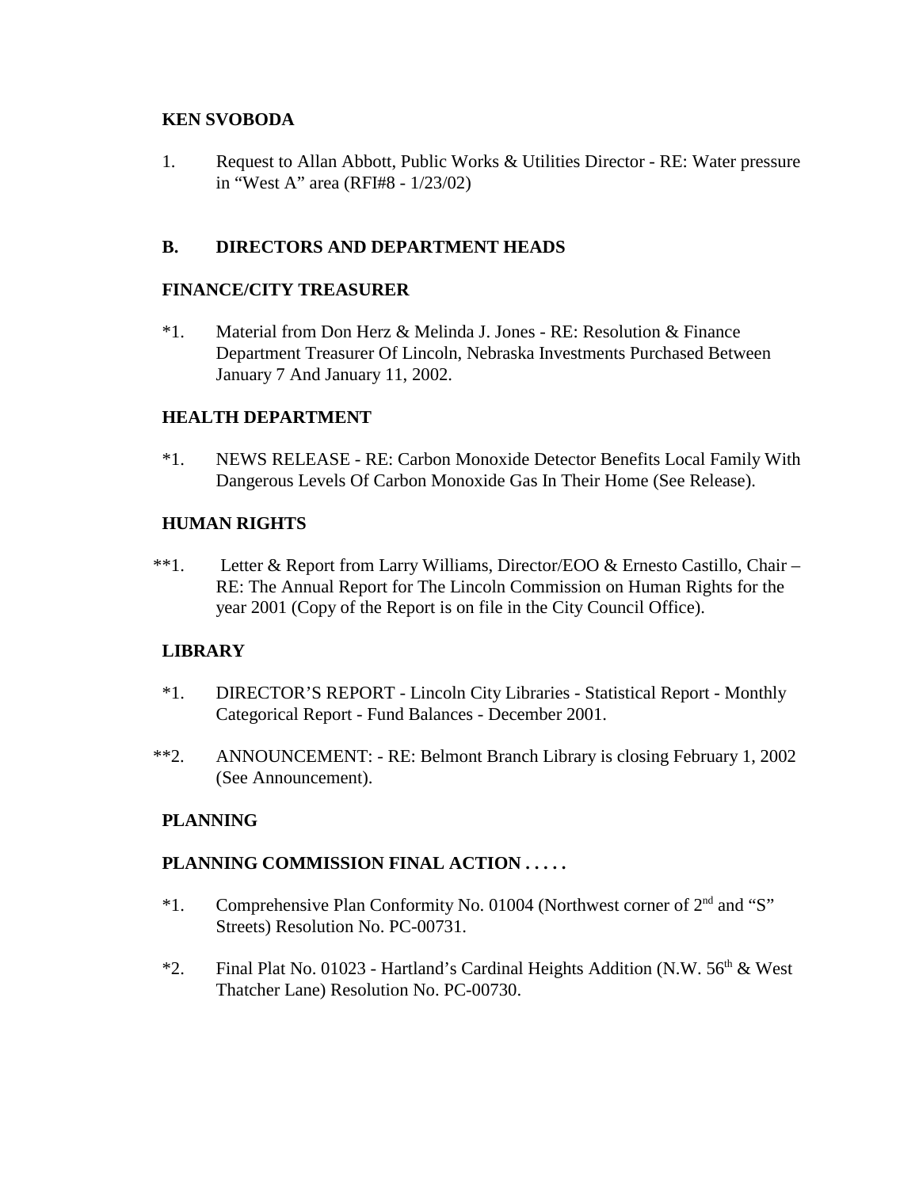**KEN SVOBODA**

1. Request to Allan Abbott, Public Works & Utilities Director - RE: Water pressure in "West A" area (RFI#8 - 1/23/02)

**B. DIRECTORS AND DEPARTMENT HEADS**

**FINANCE/CITY TREASURER**

*1. Material from Don Herz & Melinda J. Jones - RE: Resolution & Finance Department Treasurer Of Lincoln, Nebraska Investments Purchased Between January 7 And January 11, 2002.

**HEALTH DEPARTMENT**

*1. NEWS RELEASE - RE: Carbon Monoxide Detector Benefits Local Family With Dangerous Levels Of Carbon Monoxide Gas In Their Home (See Release).

**HUMAN RIGHTS**

**1. Letter & Report from Larry Williams, Director/EOO & Ernesto Castillo, Chair – RE: The Annual Report for The Lincoln Commission on Human Rights for the year 2001 (Copy of the Report is on file in the City Council Office).

**LIBRARY**

*1. DIRECTOR'S REPORT - Lincoln City Libraries - Statistical Report - Monthly Categorical Report - Fund Balances - December 2001.

**2. ANNOUNCEMENT: - RE: Belmont Branch Library is closing February 1, 2002 (See Announcement).

**PLANNING**

**PLANNING COMMISSION FINAL ACTION . . . . .**

*1. Comprehensive Plan Conformity No. 01004 (Northwest corner of 2nd and "S" Streets) Resolution No. PC-00731.

*2. Final Plat No. 01023 - Hartland's Cardinal Heights Addition (N.W. 56th & West Thatcher Lane) Resolution No. PC-00730.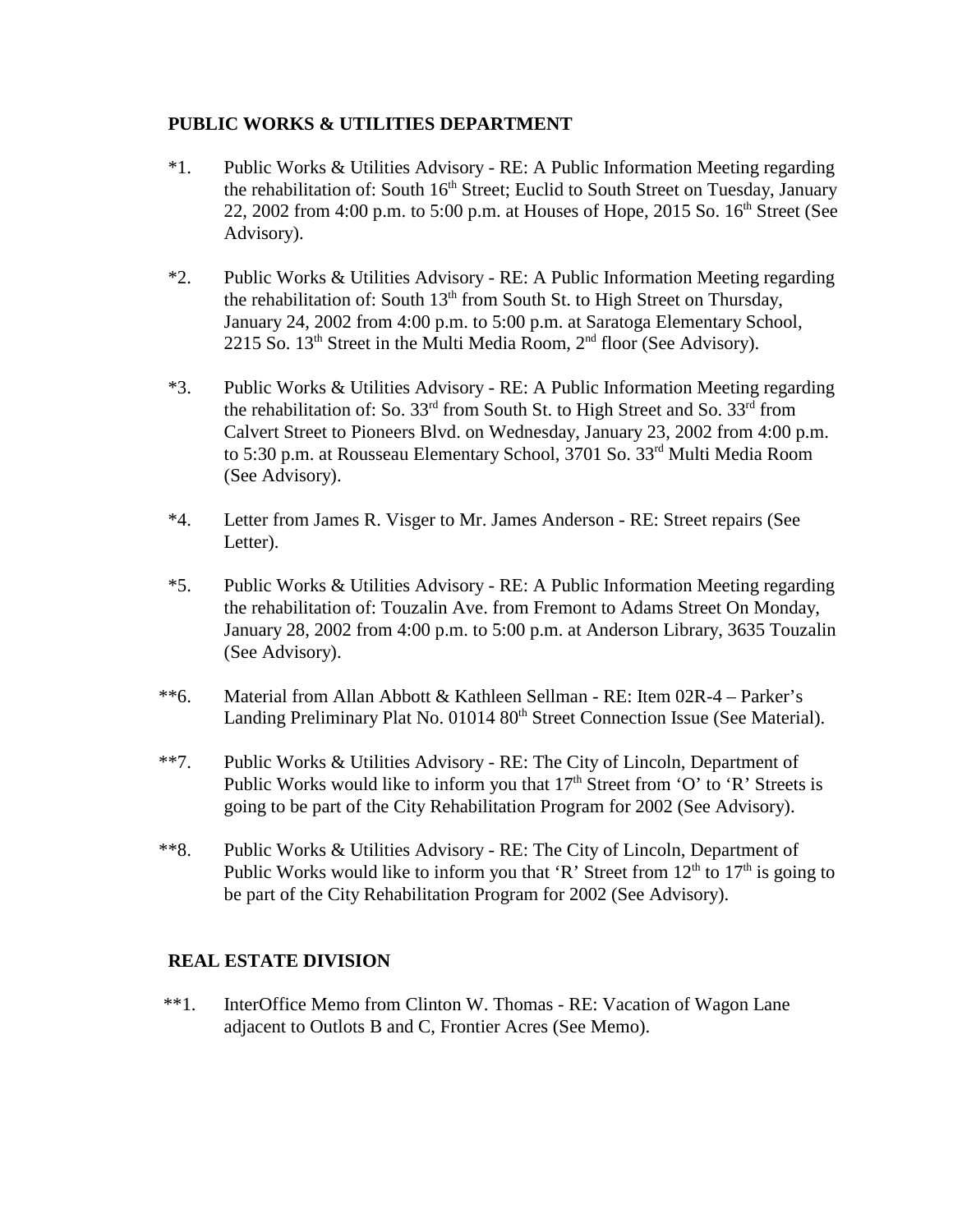**PUBLIC WORKS & UTILITIES DEPARTMENT**

*1. Public Works & Utilities Advisory - RE: A Public Information Meeting regarding the rehabilitation of: South 16th Street; Euclid to South Street on Tuesday, January 22, 2002 from 4:00 p.m. to 5:00 p.m. at Houses of Hope, 2015 So. 16th Street (See Advisory).

*2. Public Works & Utilities Advisory - RE: A Public Information Meeting regarding the rehabilitation of: South 13th from South St. to High Street on Thursday, January 24, 2002 from 4:00 p.m. to 5:00 p.m. at Saratoga Elementary School, 2215 So. 13th Street in the Multi Media Room, 2nd floor (See Advisory).

*3. Public Works & Utilities Advisory - RE: A Public Information Meeting regarding the rehabilitation of: So. 33rd from South St. to High Street and So. 33rd from Calvert Street to Pioneers Blvd. on Wednesday, January 23, 2002 from 4:00 p.m. to 5:30 p.m. at Rousseau Elementary School, 3701 So. 33rd Multi Media Room (See Advisory).

*4. Letter from James R. Visger to Mr. James Anderson - RE: Street repairs (See Letter).

*5. Public Works & Utilities Advisory - RE: A Public Information Meeting regarding the rehabilitation of: Touzalin Ave. from Fremont to Adams Street On Monday, January 28, 2002 from 4:00 p.m. to 5:00 p.m. at Anderson Library, 3635 Touzalin (See Advisory).

**6. Material from Allan Abbott & Kathleen Sellman - RE: Item 02R-4 – Parker's Landing Preliminary Plat No. 01014 80th Street Connection Issue (See Material).

**7. Public Works & Utilities Advisory - RE: The City of Lincoln, Department of Public Works would like to inform you that 17th Street from 'O' to 'R' Streets is going to be part of the City Rehabilitation Program for 2002 (See Advisory).

**8. Public Works & Utilities Advisory - RE: The City of Lincoln, Department of Public Works would like to inform you that 'R' Street from 12th to 17th is going to be part of the City Rehabilitation Program for 2002 (See Advisory).

**REAL ESTATE DIVISION**

**1. InterOffice Memo from Clinton W. Thomas - RE: Vacation of Wagon Lane adjacent to Outlots B and C, Frontier Acres (See Memo).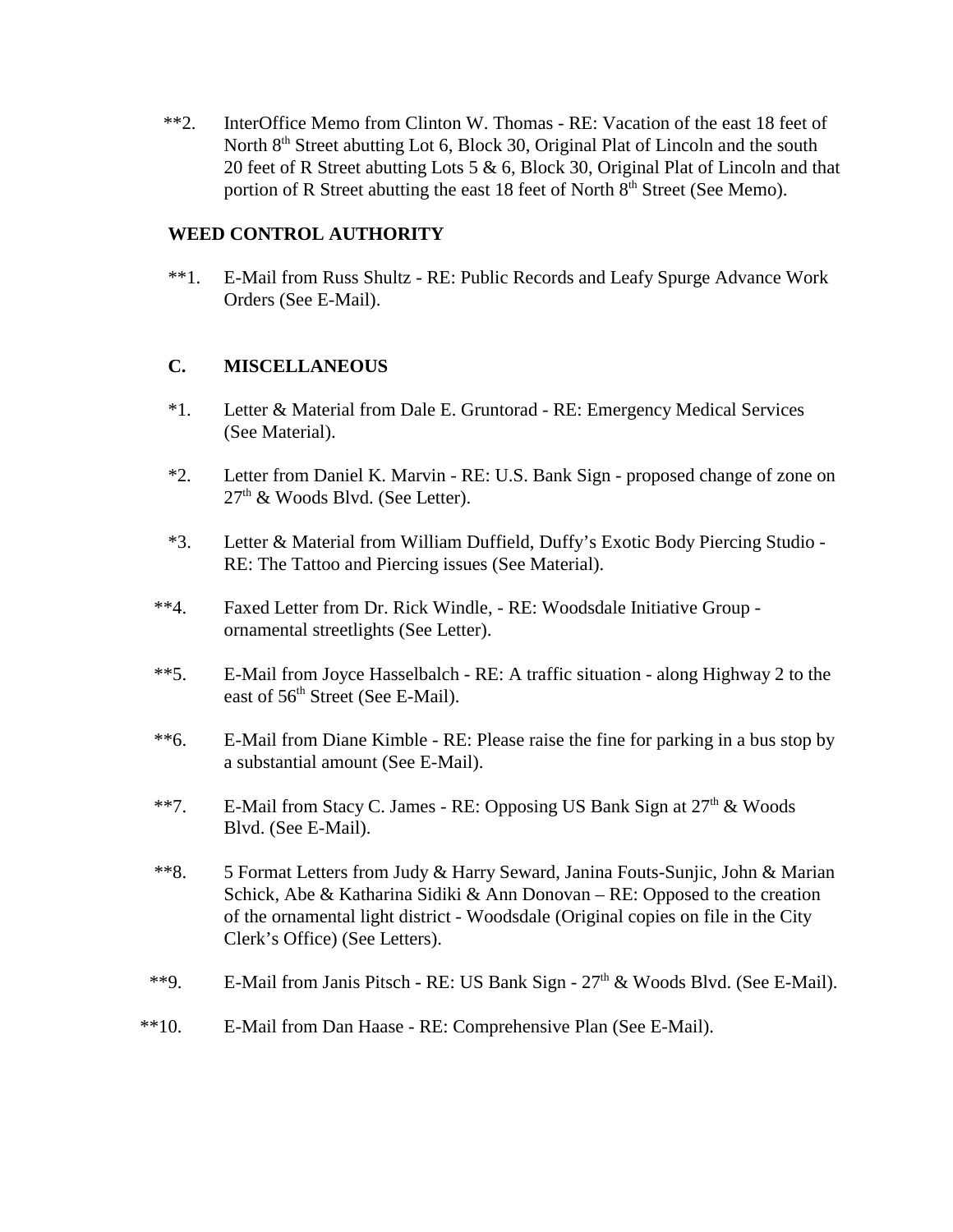**2. InterOffice Memo from Clinton W. Thomas - RE: Vacation of the east 18 feet of North 8th Street abutting Lot 6, Block 30, Original Plat of Lincoln and the south 20 feet of R Street abutting Lots 5 & 6, Block 30, Original Plat of Lincoln and that portion of R Street abutting the east 18 feet of North 8th Street (See Memo).

**WEED CONTROL AUTHORITY**

**1. E-Mail from Russ Shultz - RE: Public Records and Leafy Spurge Advance Work Orders (See E-Mail).

**C. MISCELLANEOUS**

*1. Letter & Material from Dale E. Gruntorad - RE: Emergency Medical Services (See Material).

*2. Letter from Daniel K. Marvin - RE: U.S. Bank Sign - proposed change of zone on 27th & Woods Blvd. (See Letter).

*3. Letter & Material from William Duffield, Duffy's Exotic Body Piercing Studio - RE: The Tattoo and Piercing issues (See Material).

**4. Faxed Letter from Dr. Rick Windle, - RE: Woodsdale Initiative Group - ornamental streetlights (See Letter).

**5. E-Mail from Joyce Hasselbalch - RE: A traffic situation - along Highway 2 to the east of 56th Street (See E-Mail).

**6. E-Mail from Diane Kimble - RE: Please raise the fine for parking in a bus stop by a substantial amount (See E-Mail).

**7. E-Mail from Stacy C. James - RE: Opposing US Bank Sign at 27th & Woods Blvd. (See E-Mail).

**8. 5 Format Letters from Judy & Harry Seward, Janina Fouts-Sunjic, John & Marian Schick, Abe & Katharina Sidiki & Ann Donovan – RE: Opposed to the creation of the ornamental light district - Woodsdale (Original copies on file in the City Clerk's Office) (See Letters).

**9. E-Mail from Janis Pitsch - RE: US Bank Sign - 27th & Woods Blvd. (See E-Mail).

**10. E-Mail from Dan Haase - RE: Comprehensive Plan (See E-Mail).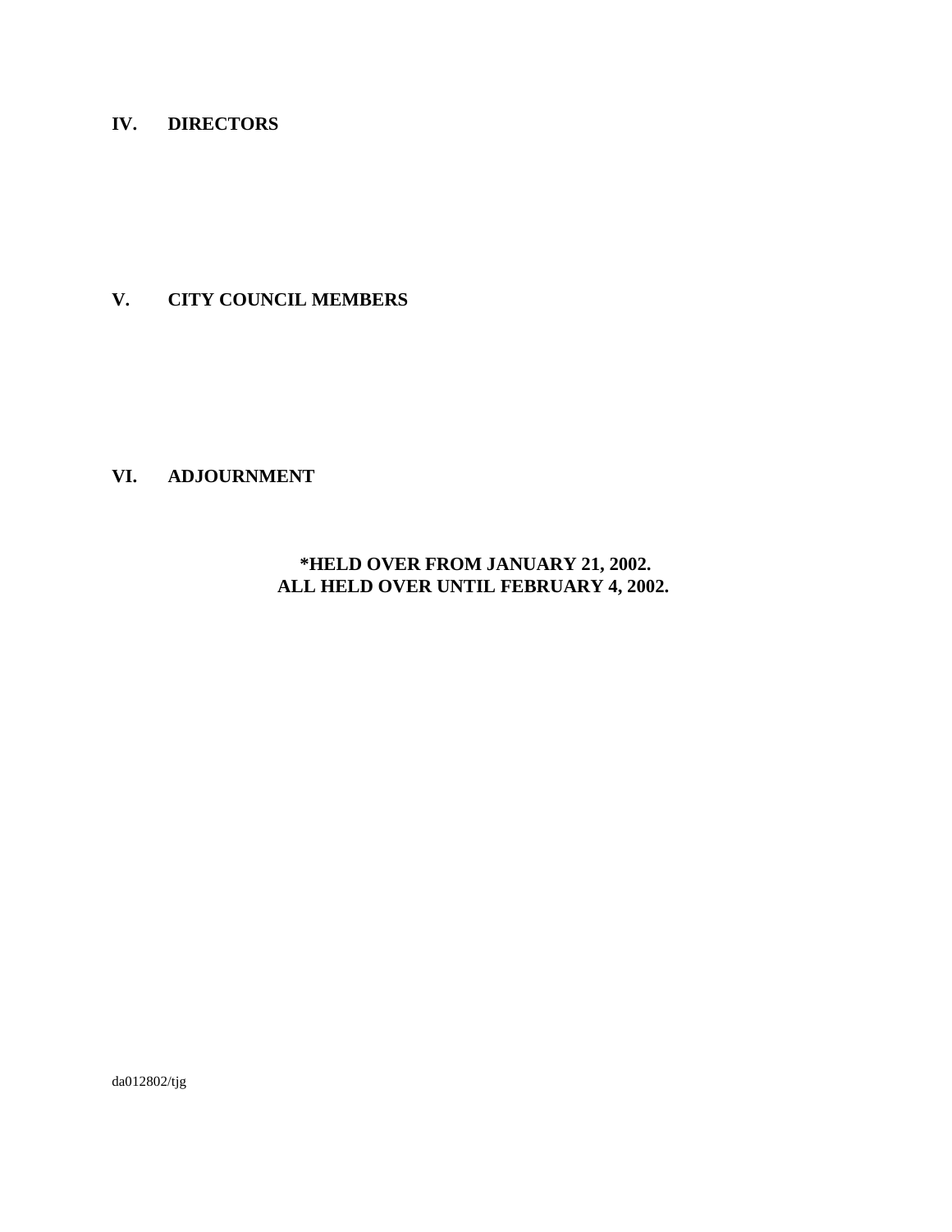## IV. DIRECTORS

## V. CITY COUNCIL MEMBERS

## VI. ADJOURNMENT

**\*HELD OVER FROM JANUARY 21, 2002.**
**ALL HELD OVER UNTIL FEBRUARY 4, 2002.**

da012802/tjg